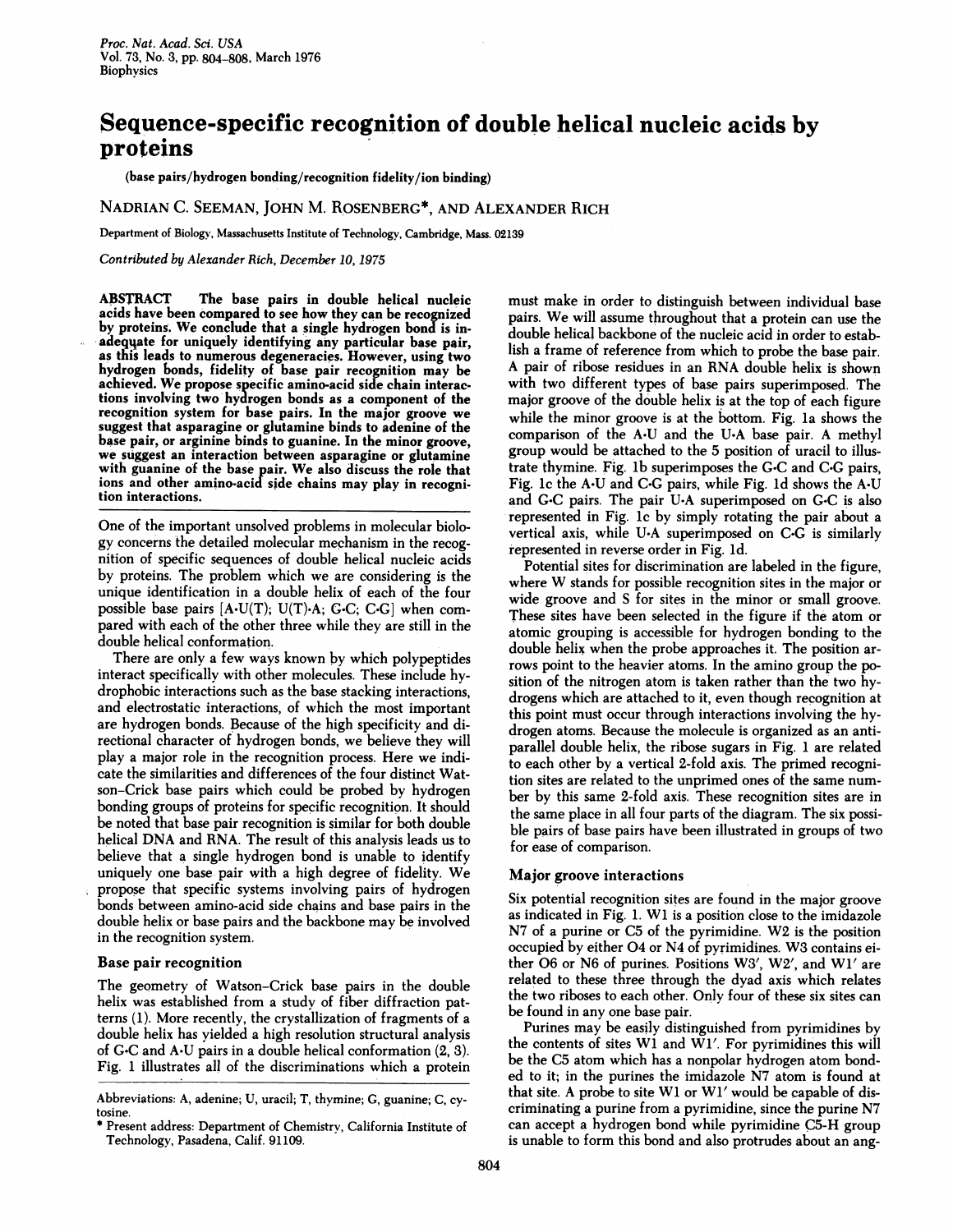# Sequence-specific recognition of double helical nucleic acids by proteins

**(base pairs/hydrogen bonding/recognition fidelity/ion binding)**

NADRIAN C. SEEMAN, JOHN M. ROSENBERG*, AND ALEXANDER RICH

Department of Biology, Massachusetts Institute of Technology, Cambridge, Mass. 02139

*Contributed by Alexander Rich, December 10, 1975*

**ABSTRACT** The base pairs in double helical nucleic acids have been compared to see how they can be recognized by proteins. We conclude that a single hydrogen bond is inadequate for uniquely identifying any particular base pair, as this leads to numerous degeneracies. However, using two hydrogen bonds, fidelity of base pair recognition may be achieved. We propose specific amino-acid side chain interactions involving two hydrogen bonds as a component of the recognition system for base pairs. In the major groove we suggest that asparagine or glutamine binds to adenine of the base pair, or arginine binds to guanine. In the minor groove, we suggest an interaction between asparagine or glutamine with guanine of the base pair. We also discuss the role that ions and other amino-acid side chains may play in recognition interactions.

One of the important unsolved problems in molecular biology concerns the detailed molecular mechanism in the recognition of specific sequences of double helical nucleic acids by proteins. The problem which we are considering is the unique identification in a double helix of each of the four possible base pairs [A·U(T); U(T)·A; G·C; C·G] when compared with each of the other three while they are still in the double helical conformation.

There are only a few ways known by which polypeptides interact specifically with other molecules. These include hydrophobic interactions such as the base stacking interactions, and electrostatic interactions, of which the most important are hydrogen bonds. Because of the high specificity and directional character of hydrogen bonds, we believe they will play a major role in the recognition process. Here we indicate the similarities and differences of the four distinct Watson–Crick base pairs which could be probed by hydrogen bonding groups of proteins for specific recognition. It should be noted that base pair recognition is similar for both double helical DNA and RNA. The result of this analysis leads us to believe that a single hydrogen bond is unable to identify uniquely one base pair with a high degree of fidelity. We propose that specific systems involving pairs of hydrogen bonds between amino-acid side chains and base pairs in the double helix or base pairs and the backbone may be involved in the recognition system.

## Base pair recognition

The geometry of Watson–Crick base pairs in the double helix was established from a study of fiber diffraction patterns (1). More recently, the crystallization of fragments of a double helix has yielded a high resolution structural analysis of G·C and A·U pairs in a double helical conformation (2, 3). Fig. 1 illustrates all of the discriminations which a protein must make in order to distinguish between individual base pairs. We will assume throughout that a protein can use the double helical backbone of the nucleic acid in order to establish a frame of reference from which to probe the base pair. A pair of ribose residues in an RNA double helix is shown with two different types of base pairs superimposed. The major groove of the double helix is at the top of each figure while the minor groove is at the bottom. Fig. 1a shows the comparison of the A·U and the U·A base pair. A methyl group would be attached to the 5 position of uracil to illustrate thymine. Fig. 1b superimposes the G·C and C·G pairs, Fig. 1c the A·U and C·G pairs, while Fig. 1d shows the A·U and G·C pairs. The pair U·A superimposed on G·C is also represented in Fig. 1c by simply rotating the pair about a vertical axis, while U·A superimposed on C·G is similarly represented in reverse order in Fig. 1d.

Potential sites for discrimination are labeled in the figure, where W stands for possible recognition sites in the major or wide groove and S for sites in the minor or small groove. These sites have been selected in the figure if the atom or atomic grouping is accessible for hydrogen bonding to the double helix when the probe approaches it. The position arrows point to the heavier atoms. In the amino group the position of the nitrogen atom is taken rather than the two hydrogens which are attached to it, even though recognition at this point must occur through interactions involving the hydrogen atoms. Because the molecule is organized as an antiparallel double helix, the ribose sugars in Fig. 1 are related to each other by a vertical 2-fold axis. The primed recognition sites are related to the unprimed ones of the same number by this same 2-fold axis. These recognition sites are in the same place in all four parts of the diagram. The six possible pairs of base pairs have been illustrated in groups of two for ease of comparison.

## Major groove interactions

Six potential recognition sites are found in the major groove as indicated in Fig. 1. W1 is a position close to the imidazole N7 of a purine or C5 of the pyrimidine. W2 is the position occupied by either O4 or N4 of pyrimidines. W3 contains either O6 or N6 of purines. Positions W3′, W2′, and W1′ are related to these three through the dyad axis which relates the two riboses to each other. Only four of these six sites can be found in any one base pair.

Purines may be easily distinguished from pyrimidines by the contents of sites W1 and W1′. For pyrimidines this will be the C5 atom which has a nonpolar hydrogen atom bonded to it; in the purines the imidazole N7 atom is found at that site. A probe to site W1 or W1′ would be capable of discriminating a purine from a pyrimidine, since the purine N7 can accept a hydrogen bond while pyrimidine C5-H group is unable to form this bond and also protrudes about an ang-

Abbreviations: A, adenine; U, uracil; T, thymine; G, guanine; C, cytosine.

\* Present address: Department of Chemistry, California Institute of Technology, Pasadena, Calif. 91109.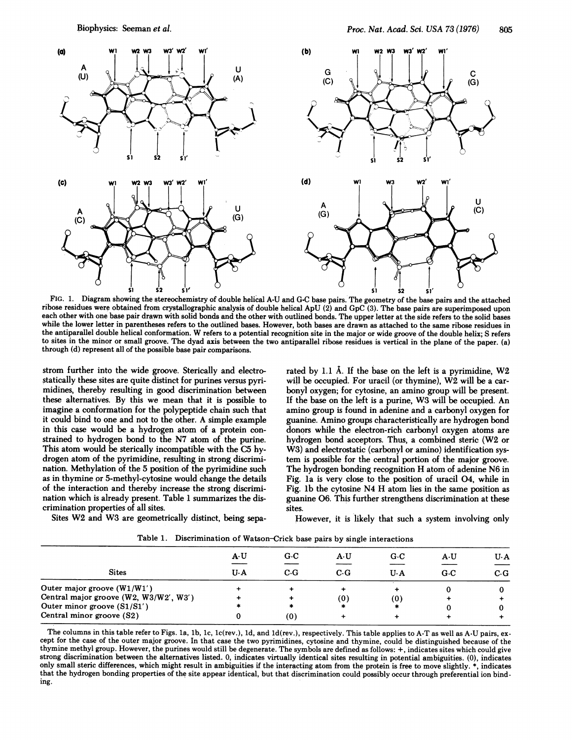FIG. 1. Diagram showing the stereochemistry of double helical A·U and G·C base pairs. The geometry of the base pairs and the attached ribose residues were obtained from crystallographic analysis of double helical ApU (2) and GpC (3). The base pairs are superimposed upon each other with one base pair drawn with solid bonds and the other with outlined bonds. The upper letter at the side refers to the solid bases while the lower letter in parentheses refers to the outlined bases. However, both bases are drawn as attached to the same ribose residues in the antiparallel double helical conformation. W refers to a potential recognition site in the major or wide groove of the double helix; S refers to sites in the minor or small groove. The dyad axis between the two antiparallel ribose residues is vertical in the plane of the paper. (a) through (d) represent all of the possible base pair comparisons.

strom further into the wide groove. Sterically and electrostatically these sites are quite distinct for purines versus pyrimidines, thereby resulting in good discrimination between these alternatives. By this we mean that it is possible to imagine a conformation for the polypeptide chain such that it could bind to one and not to the other. A simple example in this case would be a hydrogen atom of a protein constrained to hydrogen bond to the N7 atom of the purine. This atom would be sterically incompatible with the C5 hydrogen atom of the pyrimidine, resulting in strong discrimination. Methylation of the 5 position of the pyrimidine such as in thymine or 5-methyl-cytosine would change the details of the interaction and thereby increase the strong discrimination which is already present. Table 1 summarizes the discrimination properties of all sites.

Sites W2 and W3 are geometrically distinct, being separated by 1.1 Å. If the base on the left is a pyrimidine, W2 will be occupied. For uracil (or thymine), W2 will be a carbonyl oxygen; for cytosine, an amino group will be present. If the base on the left is a purine, W3 will be occupied. An amino group is found in adenine and a carbonyl oxygen for guanine. Amino groups characteristically are hydrogen bond donors while the electron-rich carbonyl oxygen atoms are hydrogen bond acceptors. Thus, a combined steric (W2 or W3) and electrostatic (carbonyl or amino) identification system is possible for the central portion of the major groove. The hydrogen bonding recognition H atom of adenine N6 in Fig. 1a is very close to the position of uracil O4, while in Fig. 1b the cytosine N4 H atom lies in the same position as guanine O6. This further strengthens discrimination at these sites.

However, it is likely that such a system involving only

Table 1. Discrimination of Watson–Crick base pairs by single interactions

| Sites | A·U / U·A | G·C / C·G | A·U / C·G | G·C / U·A | A·U / G·C | U·A / C·G |
|---|---|---|---|---|---|---|
| Outer major groove (W1/W1′) | + | + | + | + | 0 | 0 |
| Central major groove (W2, W3/W2′, W3′) | + | + | (0) | (0) | + | + |
| Outer minor groove (S1/S1′) | * | * | * | * | 0 | 0 |
| Central minor groove (S2) | 0 | (0) | + | + | + | + |

The columns in this table refer to Figs. 1a, 1b, 1c, 1c(rev.), 1d, and 1d(rev.), respectively. This table applies to A·T as well as A·U pairs, except for the case of the outer major groove. In that case the two pyrimidines, cytosine and thymine, could be distinguished because of the thymine methyl group. However, the purines would still be degenerate. The symbols are defined as follows: +, indicates sites which could give strong discrimination between the alternatives listed. 0, indicates virtually identical sites resulting in potential ambiguities. (0), indicates only small steric differences, which might result in ambiguities if the interacting atom from the protein is free to move slightly. *, indicates that the hydrogen bonding properties of the site appear identical, but that discrimination could possibly occur through preferential ion binding.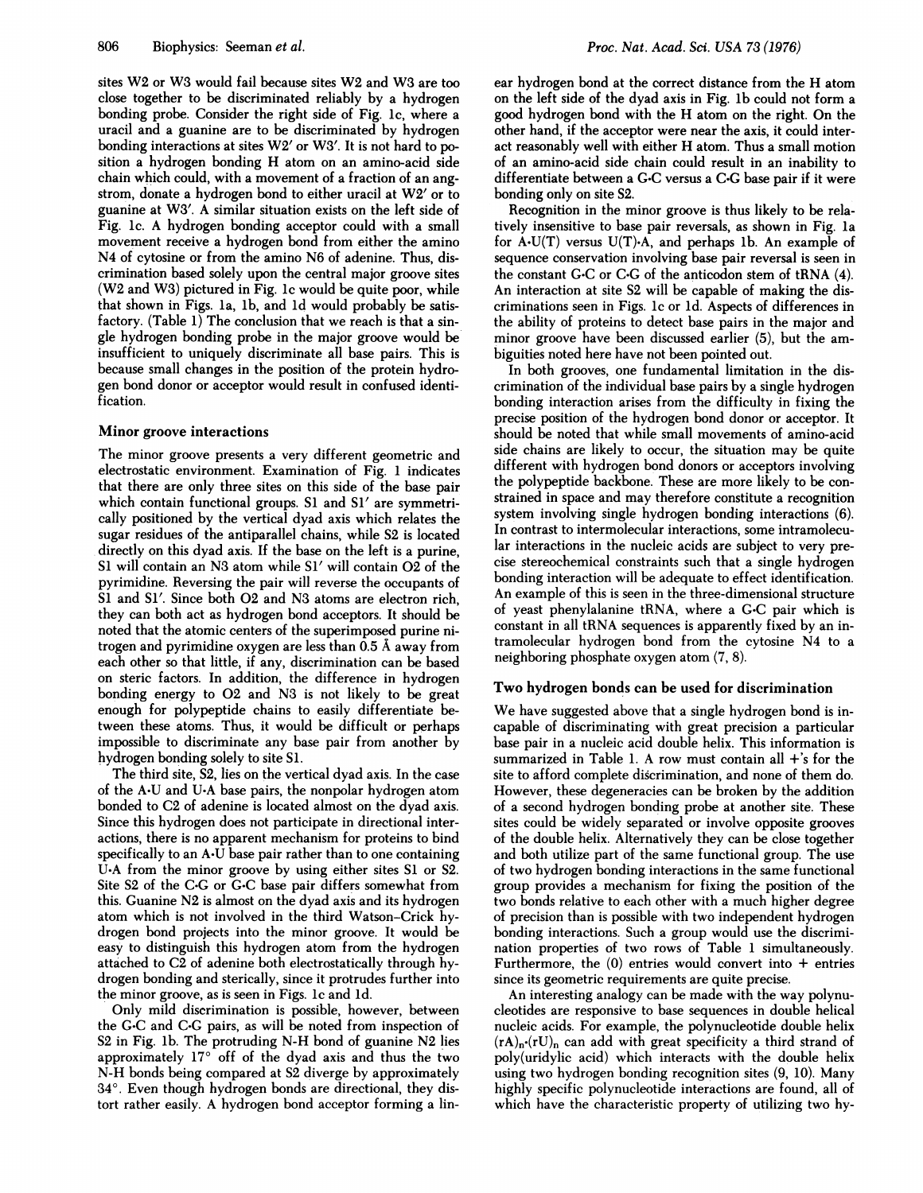sites W2 or W3 would fail because sites W2 and W3 are too close together to be discriminated reliably by a hydrogen bonding probe. Consider the right side of Fig. 1c, where a uracil and a guanine are to be discriminated by hydrogen bonding interactions at sites W2′ or W3′. It is not hard to position a hydrogen bonding H atom on an amino-acid side chain which could, with a movement of a fraction of an angstrom, donate a hydrogen bond to either uracil at W2′ or to guanine at W3′. A similar situation exists on the left side of Fig. 1c. A hydrogen bonding acceptor could with a small movement receive a hydrogen bond from either the amino N4 of cytosine or from the amino N6 of adenine. Thus, discrimination based solely upon the central major groove sites (W2 and W3) pictured in Fig. 1c would be quite poor, while that shown in Figs. 1a, 1b, and 1d would probably be satisfactory. (Table 1) The conclusion that we reach is that a single hydrogen bonding probe in the major groove would be insufficient to uniquely discriminate all base pairs. This is because small changes in the position of the protein hydrogen bond donor or acceptor would result in confused identification.

## Minor groove interactions

The minor groove presents a very different geometric and electrostatic environment. Examination of Fig. 1 indicates that there are only three sites on this side of the base pair which contain functional groups. S1 and S1′ are symmetrically positioned by the vertical dyad axis which relates the sugar residues of the antiparallel chains, while S2 is located directly on this dyad axis. If the base on the left is a purine, S1 will contain an N3 atom while S1′ will contain O2 of the pyrimidine. Reversing the pair will reverse the occupants of S1 and S1′. Since both O2 and N3 atoms are electron rich, they can both act as hydrogen bond acceptors. It should be noted that the atomic centers of the superimposed purine nitrogen and pyrimidine oxygen are less than 0.5 Å away from each other so that little, if any, discrimination can be based on steric factors. In addition, the difference in hydrogen bonding energy to O2 and N3 is not likely to be great enough for polypeptide chains to easily differentiate between these atoms. Thus, it would be difficult or perhaps impossible to discriminate any base pair from another by hydrogen bonding solely to site S1.

The third site, S2, lies on the vertical dyad axis. In the case of the A·U and U·A base pairs, the nonpolar hydrogen atom bonded to C2 of adenine is located almost on the dyad axis. Since this hydrogen does not participate in directional interactions, there is no apparent mechanism for proteins to bind specifically to an A·U base pair rather than to one containing U·A from the minor groove by using either sites S1 or S2. Site S2 of the C·G or G·C base pair differs somewhat from this. Guanine N2 is almost on the dyad axis and its hydrogen atom which is not involved in the third Watson–Crick hydrogen bond projects into the minor groove. It would be easy to distinguish this hydrogen atom from the hydrogen attached to C2 of adenine both electrostatically through hydrogen bonding and sterically, since it protrudes further into the minor groove, as is seen in Figs. 1c and 1d.

Only mild discrimination is possible, however, between the G·C and C·G pairs, as will be noted from inspection of S2 in Fig. 1b. The protruding N-H bond of guanine N2 lies approximately 17° off of the dyad axis and thus the two N-H bonds being compared at S2 diverge by approximately 34°. Even though hydrogen bonds are directional, they distort rather easily. A hydrogen bonding acceptor forming a linear hydrogen bond at the correct distance from the H atom on the left side of the dyad axis in Fig. 1b could not form a good hydrogen bond with the H atom on the right. On the other hand, if the acceptor were near the axis, it could interact reasonably well with either H atom. Thus a small motion of an amino-acid side chain could result in an inability to differentiate between a G·C versus a C·G base pair if it were bonding only on site S2.

Recognition in the minor groove is thus likely to be relatively insensitive to base pair reversals, as shown in Fig. 1a for A·U(T) versus U(T)·A, and perhaps 1b. An example of sequence conservation involving base pair reversal is seen in the constant G·C or C·G of the anticodon stem of tRNA (4). An interaction at site S2 will be capable of making the discriminations seen in Figs. 1c or 1d. Aspects of differences in the ability of proteins to detect base pairs in the major and minor groove have been discussed earlier (5), but the ambiguities noted here have not been pointed out.

In both grooves, one fundamental limitation in the discrimination of the individual base pairs by a single hydrogen bonding interaction arises from the difficulty in fixing the precise position of the hydrogen bond donor or acceptor. It should be noted that while small movements of amino-acid side chains are likely to occur, the situation may be quite different with hydrogen bond donors or acceptors involving the polypeptide backbone. These are more likely to be constrained in space and may therefore constitute a recognition system involving single hydrogen bonding interactions (6). In contrast to intermolecular interactions, some intramolecular interactions in the nucleic acids are subject to very precise stereochemical constraints such that a single hydrogen bonding interaction will be adequate to effect identification. An example of this is seen in the three-dimensional structure of yeast phenylalanine tRNA, where a G·C pair which is constant in all tRNA sequences is apparently fixed by an intramolecular hydrogen bond from the cytosine N4 to a neighboring phosphate oxygen atom (7, 8).

## Two hydrogen bonds can be used for discrimination

We have suggested above that a single hydrogen bond is incapable of discriminating with great precision a particular base pair in a nucleic acid double helix. This information is summarized in Table 1. A row must contain all +'s for the site to afford complete discrimination, and none of them do. However, these degeneracies can be broken by the addition of a second hydrogen bonding probe at another site. These sites could be widely separated or involve opposite grooves of the double helix. Alternatively they can be close together and both utilize part of the same functional group. The use of two hydrogen bonding interactions in the same functional group provides a mechanism for fixing the position of the two bonds relative to each other with a much higher degree of precision than is possible with two independent hydrogen bonding interactions. Such a group would use the discrimination properties of two rows of Table 1 simultaneously. Furthermore, the (0) entries would convert into + entries since its geometric requirements are quite precise.

An interesting analogy can be made with the way polynucleotides are responsive to base sequences in double helical nucleic acids. For example, the polynucleotide double helix $(rA)_n \cdot (rU)_n$ can add with great specificity a third strand of poly(uridylic acid) which interacts with the double helix using two hydrogen bonding recognition sites (9, 10). Many highly specific polynucleotide interactions are found, all of which have the characteristic property of utilizing two hy-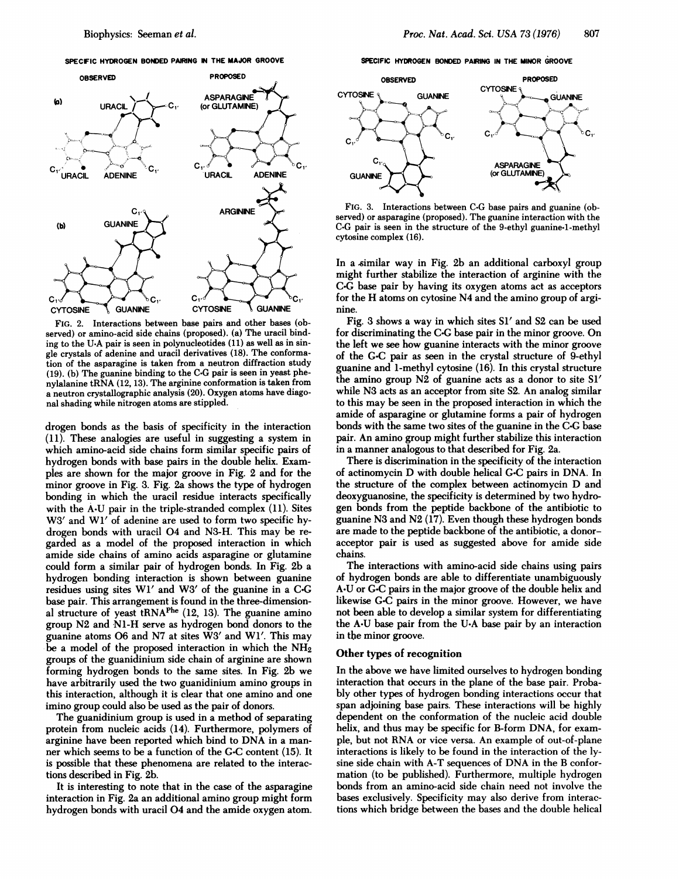SPECIFIC HYDROGEN BONDED PAIRING IN THE MAJOR GROOVE

OBSERVED

PROPOSED

(a)

URACIL

$C_{1'}$

$C_{1'}$ URACIL ADENINE $C_{1'}$

ASPARAGINE (or GLUTAMINE)

$C_{1'}$ URACIL ADENINE $C_{1'}$

(b)

$C_{1'}$

GUANINE

$C_{1'}$ $C_{1'}$

CYTOSINE GUANINE

ARGININE

$C_{1'}$ $C_{1'}$

CYTOSINE GUANINE

FIG. 2. Interactions between base pairs and other bases (observed) or amino-acid side chains (proposed). (a) The uracil binding to the U·A pair is seen in polynucleotides (11) as well as in single crystals of adenine and uracil derivatives (18). The conformation of the asparagine is taken from a neutron diffraction study (19). (b) The guanine binding to the C·G pair is seen in yeast phenylalanine tRNA (12, 13). The arginine conformation is taken from a neutron crystallographic analysis (20). Oxygen atoms have diagonal shading while nitrogen atoms are stippled.

drogen bonds as the basis of specificity in the interaction (11). These analogies are useful in suggesting a system in which amino-acid side chains form similar specific pairs of hydrogen bonds with base pairs in the double helix. Examples are shown for the major groove in Fig. 2 and for the minor groove in Fig. 3. Fig. 2a shows the type of hydrogen bonding in which the uracil residue interacts specifically with the A·U pair in the triple-stranded complex (11). Sites W3′ and W1′ of adenine are used to form two specific hydrogen bonds with uracil O4 and N3-H. This may be regarded as a model of the proposed interaction in which amide side chains of amino acids asparagine or glutamine could form a similar pair of hydrogen bonds. In Fig. 2b a hydrogen bonding interaction is shown between guanine residues using sites W1′ and W3′ of the guanine in a C·G base pair. This arrangement is found in the three-dimensional structure of yeast $tRNA^{Phe}$ (12, 13). The guanine amino group N2 and N1-H serve as hydrogen bond donors to the guanine atoms O6 and N7 at sites W3′ and W1′. This may be a model of the proposed interaction in which the $NH_2$ groups of the guanidinium side chain of arginine are shown forming hydrogen bonds to the same sites. In Fig. 2b we have arbitrarily used the two guanidinium amino groups in this interaction, although it is clear that one amino and one imino group could also be used as the pair of donors.

The guanidinium group is used in a method of separating protein from nucleic acids (14). Furthermore, polymers of arginine have been reported which bind to DNA in a manner which seems to be a function of the G·C content (15). It is possible that these phenomena are related to the interactions described in Fig. 2b.

It is interesting to note that in the case of the asparagine interaction in Fig. 2a an additional amino group might form hydrogen bonds with uracil O4 and the amide oxygen atom.

SPECIFIC HYDROGEN BONDED PAIRING IN THE MINOR GROOVE

OBSERVED

CYTOSINE GUANINE

$C_{1'}$ $C_{1'}$

$C_{1'}$

GUANINE

PROPOSED

CYTOSINE GUANINE

$C_{1'}$ $C_{1'}$

ASPARAGINE (or GLUTAMINE)

FIG. 3. Interactions between C·G base pairs and guanine (observed) or asparagine (proposed). The guanine interaction with the C·G pair is seen in the structure of the 9-ethyl guanine·1-methyl cytosine complex (16).

In a similar way in Fig. 2b an additional carboxyl group might further stabilize the interaction of arginine with the C·G base pair by having its oxygen atoms act as acceptors for the H atoms on cytosine N4 and the amino group of arginine.

Fig. 3 shows a way in which sites S1′ and S2 can be used for discriminating the C·G base pair in the minor groove. On the left we see how guanine interacts with the minor groove of the G·C pair as seen in the crystal structure of 9-ethyl guanine and 1-methyl cytosine (16). In this crystal structure the amino group N2 of guanine acts as a donor to site S1′ while N3 acts as an acceptor from site S2. An analog similar to this may be seen in the proposed interaction in which the amide of asparagine or glutamine forms a pair of hydrogen bonds with the same two sites of the guanine in the C·G base pair. An amino group might further stabilize this interaction in a manner analogous to that described for Fig. 2a.

There is discrimination in the specificity of the interaction of actinomycin D with double helical G·C pairs in DNA. In the structure of the complex between actinomycin D and deoxyguanosine, the specificity is determined by two hydrogen bonds from the peptide backbone of the antibiotic to guanine N3 and N2 (17). Even though these hydrogen bonds are made to the peptide backbone of the antibiotic, a donor–acceptor pair is used as suggested above for amide side chains.

The interactions with amino-acid side chains using pairs of hydrogen bonds are able to differentiate unambiguously A·U or G·C pairs in the major groove of the double helix and likewise G·C pairs in the minor groove. However, we have not been able to develop a similar system for differentiating the A·U base pair from the U·A base pair by an interaction in the minor groove.

## Other types of recognition

In the above we have limited ourselves to hydrogen bonding interaction that occurs in the plane of the base pair. Probably other types of hydrogen bonding interactions occur that span adjoining base pairs. These interactions will be highly dependent on the conformation of the nucleic acid double helix, and thus may be specific for B-form DNA, for example, but not RNA or vice versa. An example of out-of-plane interactions is likely to be found in the interaction of the lysine side chain with A-T sequences of DNA in the B conformation (to be published). Furthermore, multiple hydrogen bonds from an amino-acid side chain need not involve the bases exclusively. Specificity may also derive from interactions which bridge between the bases and the double helical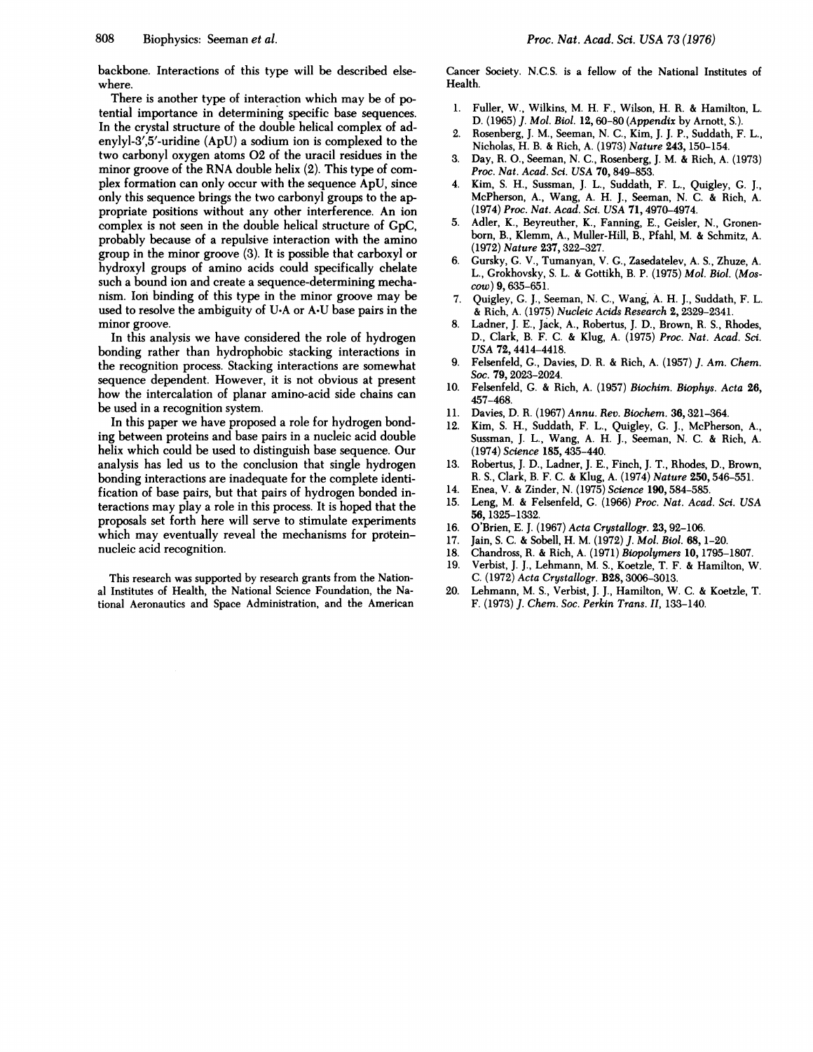backbone. Interactions of this type will be described elsewhere.

There is another type of interaction which may be of potential importance in determining specific base sequences. In the crystal structure of the double helical complex of adenylyl-3′,5′-uridine (ApU) a sodium ion is complexed to the two carbonyl oxygen atoms O2 of the uracil residues in the minor groove of the RNA double helix (2). This type of complex formation can only occur with the sequence ApU, since only this sequence brings the two carbonyl groups to the appropriate positions without any other interference. An ion complex is not seen in the double helical structure of GpC, probably because of a repulsive interaction with the amino group in the minor groove (3). It is possible that carboxyl or hydroxyl groups of amino acids could specifically chelate such a bound ion and create a sequence-determining mechanism. Ion binding of this type in the minor groove may be used to resolve the ambiguity of U·A or A·U base pairs in the minor groove.

In this analysis we have considered the role of hydrogen bonding rather than hydrophobic stacking interactions in the recognition process. Stacking interactions are somewhat sequence dependent. However, it is not obvious at present how the intercalation of planar amino-acid side chains can be used in a recognition system.

In this paper we have proposed a role for hydrogen bonding between proteins and base pairs in a nucleic acid double helix which could be used to distinguish base sequence. Our analysis has led us to the conclusion that single hydrogen bonding interactions are inadequate for the complete identification of base pairs, but that pairs of hydrogen bonded interactions may play a role in this process. It is hoped that the proposals set forth here will serve to stimulate experiments which may eventually reveal the mechanisms for protein-nucleic acid recognition.

This research was supported by research grants from the National Institutes of Health, the National Science Foundation, the National Aeronautics and Space Administration, and the American Cancer Society. N.C.S. is a fellow of the National Institutes of Health.

1. Fuller, W., Wilkins, M. H. F., Wilson, H. R. & Hamilton, L. D. (1965) *J. Mol. Biol.* **12**, 60–80 (*Appendix* by Arnott, S.).
2. Rosenberg, J. M., Seeman, N. C., Kim, J. J. P., Suddath, F. L., Nicholas, H. B. & Rich, A. (1973) *Nature* **243**, 150–154.
3. Day, R. O., Seeman, N. C., Rosenberg, J. M. & Rich, A. (1973) *Proc. Nat. Acad. Sci. USA* **70**, 849–853.
4. Kim, S. H., Sussman, J. L., Suddath, F. L., Quigley, G. J., McPherson, A., Wang, A. H. J., Seeman, N. C. & Rich, A. (1974) *Proc. Nat. Acad. Sci. USA* **71**, 4970–4974.
5. Adler, K., Beyreuther, K., Fanning, E., Geisler, N., Gronenborn, B., Klemm, A., Muller-Hill, B., Pfahl, M. & Schmitz, A. (1972) *Nature* **237**, 322–327.
6. Gursky, G. V., Tumanyan, V. G., Zasedatelev, A. S., Zhuze, A. L., Grokhovsky, S. L. & Gottikh, B. P. (1975) *Mol. Biol. (Moscow)* **9**, 635–651.
7. Quigley, G. J., Seeman, N. C., Wang, A. H. J., Suddath, F. L. & Rich, A. (1975) *Nucleic Acids Research* **2**, 2329–2341.
8. Ladner, J. E., Jack, A., Robertus, J. D., Brown, R. S., Rhodes, D., Clark, B. F. C. & Klug, A. (1975) *Proc. Nat. Acad. Sci. USA* **72**, 4414–4418.
9. Felsenfeld, G., Davies, D. R. & Rich, A. (1957) *J. Am. Chem. Soc.* **79**, 2023–2024.
10. Felsenfeld, G. & Rich, A. (1957) *Biochim. Biophys. Acta* **26**, 457–468.
11. Davies, D. R. (1967) *Annu. Rev. Biochem.* **36**, 321–364.
12. Kim, S. H., Suddath, F. L., Quigley, G. J., McPherson, A., Sussman, J. L., Wang, A. H. J., Seeman, N. C. & Rich, A. (1974) *Science* **185**, 435–440.
13. Robertus, J. D., Ladner, J. E., Finch, J. T., Rhodes, D., Brown, R. S., Clark, B. F. C. & Klug, A. (1974) *Nature* **250**, 546–551.
14. Enea, V. & Zinder, N. (1975) *Science* **190**, 584–585.
15. Leng, M. & Felsenfeld, G. (1966) *Proc. Nat. Acad. Sci. USA* **56**, 1325–1332.
16. O'Brien, E. J. (1967) *Acta Crystallogr.* **23**, 92–106.
17. Jain, S. C. & Sobell, H. M. (1972) *J. Mol. Biol.* **68**, 1–20.
18. Chandross, R. & Rich, A. (1971) *Biopolymers* **10**, 1795–1807.
19. Verbist, J. J., Lehmann, M. S., Koetzle, T. F. & Hamilton, W. C. (1972) *Acta Crystallogr.* **B28**, 3006–3013.
20. Lehmann, M. S., Verbist, J. J., Hamilton, W. C. & Koetzle, T. F. (1973) *J. Chem. Soc. Perkin Trans. II*, 133–140.